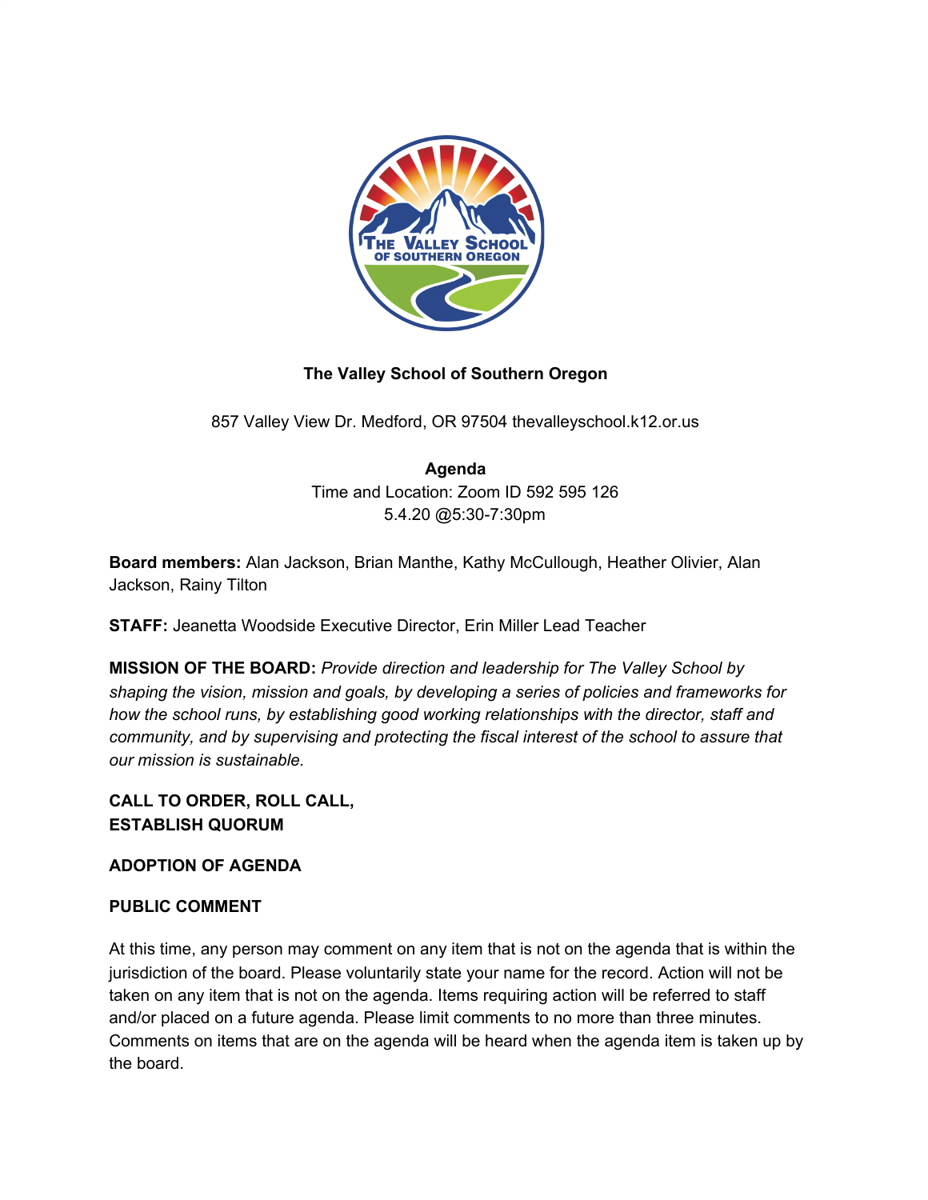**The Valley School of Southern Oregon**

857 Valley View Dr. Medford, OR 97504 thevalleyschool.k12.or.us

**Agenda**
Time and Location: Zoom ID 592 595 126
5.4.20 @5:30-7:30pm

**Board members:** Alan Jackson, Brian Manthe, Kathy McCullough, Heather Olivier, Alan Jackson, Rainy Tilton

**STAFF:** Jeanetta Woodside Executive Director, Erin Miller Lead Teacher

**MISSION OF THE BOARD:** *Provide direction and leadership for The Valley School by shaping the vision, mission and goals, by developing a series of policies and frameworks for how the school runs, by establishing good working relationships with the director, staff and community, and by supervising and protecting the fiscal interest of the school to assure that our mission is sustainable.*

**CALL TO ORDER, ROLL CALL,**
**ESTABLISH QUORUM**

**ADOPTION OF AGENDA**

**PUBLIC COMMENT**

At this time, any person may comment on any item that is not on the agenda that is within the jurisdiction of the board. Please voluntarily state your name for the record. Action will not be taken on any item that is not on the agenda. Items requiring action will be referred to staff and/or placed on a future agenda. Please limit comments to no more than three minutes. Comments on items that are on the agenda will be heard when the agenda item is taken up by the board.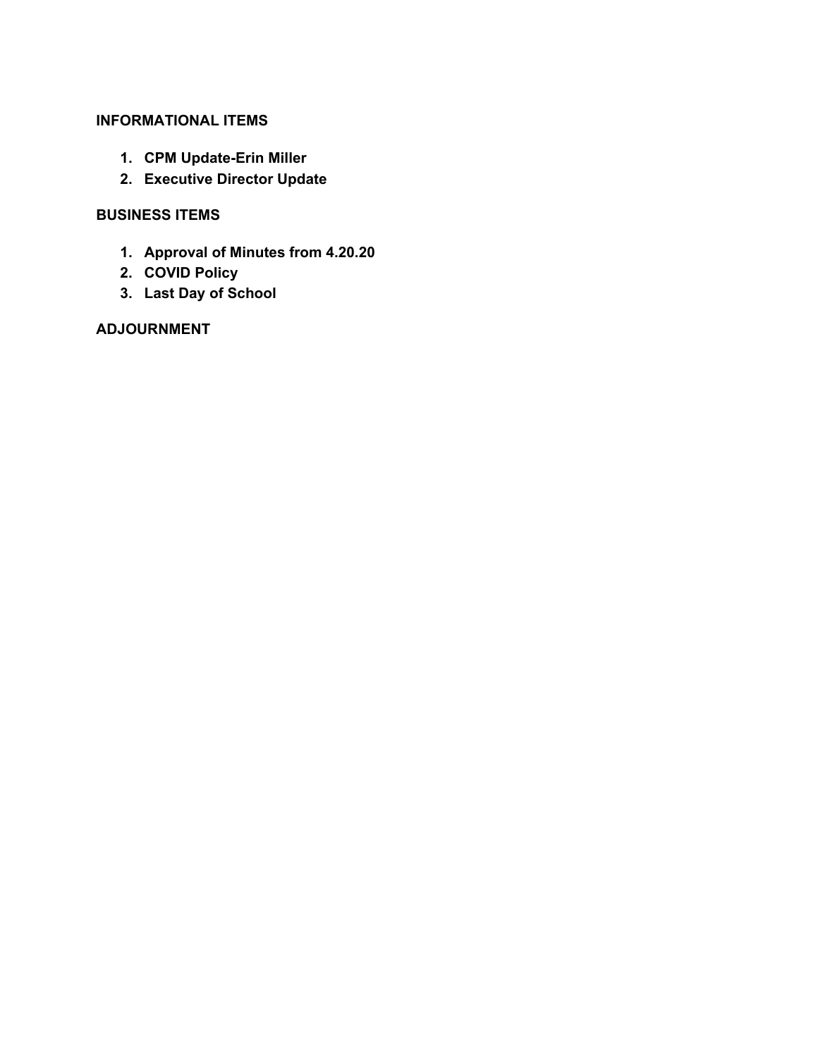**INFORMATIONAL ITEMS**

1. **CPM Update-Erin Miller**
2. **Executive Director Update**

**BUSINESS ITEMS**

1. **Approval of Minutes from 4.20.20**
2. **COVID Policy**
3. **Last Day of School**

**ADJOURNMENT**